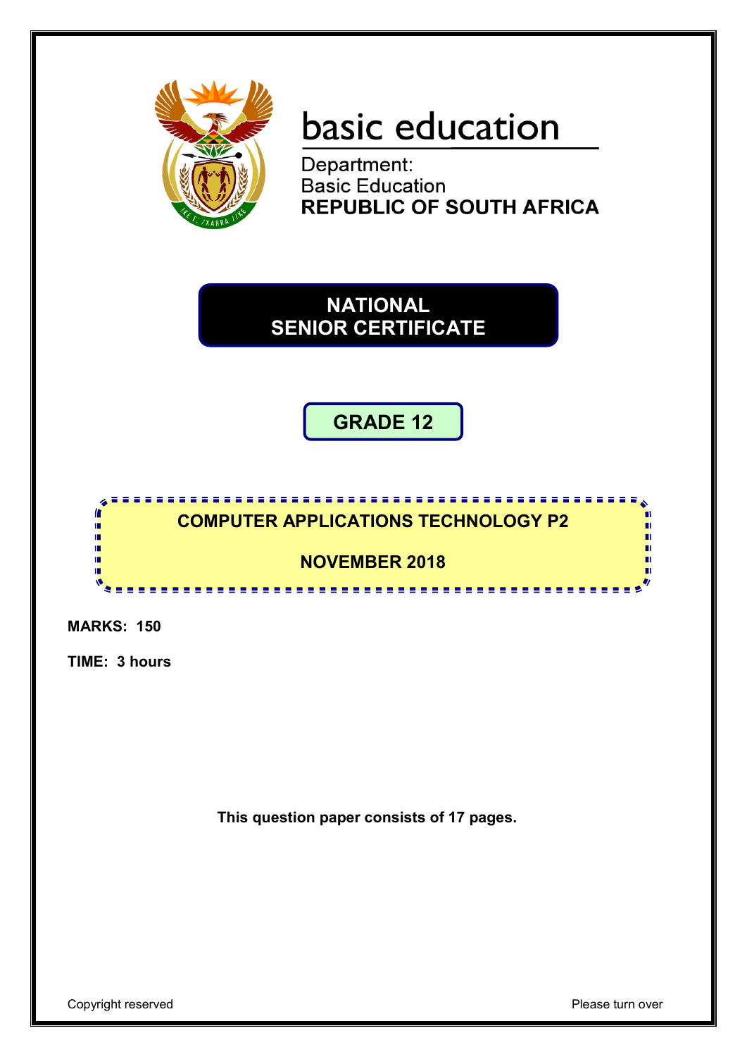basic education

Department:
Basic Education
**REPUBLIC OF SOUTH AFRICA**

# NATIONAL SENIOR CERTIFICATE

## GRADE 12

## COMPUTER APPLICATIONS TECHNOLOGY P2

## NOVEMBER 2018

**MARKS: 150**

**TIME: 3 hours**

**This question paper consists of 17 pages.**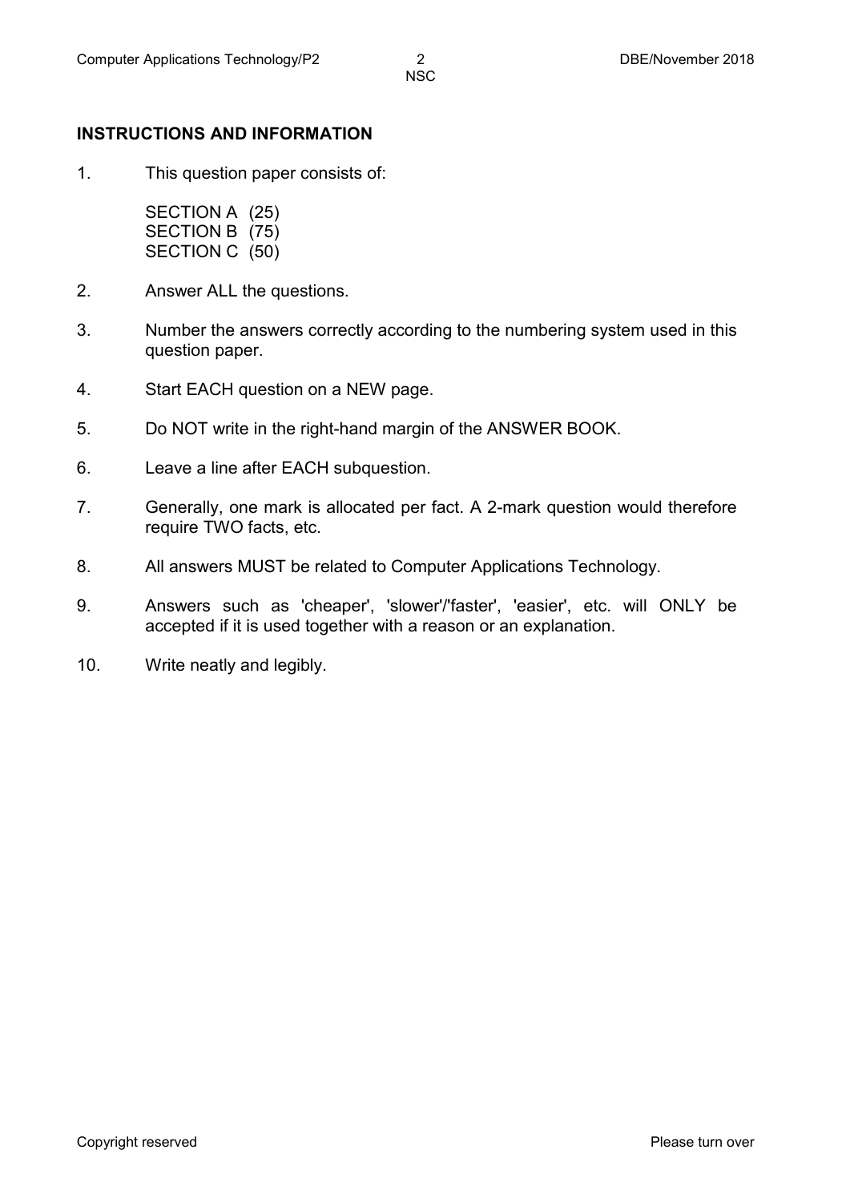## INSTRUCTIONS AND INFORMATION

1. This question paper consists of:

   SECTION A (25)
   SECTION B (75)
   SECTION C (50)

2. Answer ALL the questions.

3. Number the answers correctly according to the numbering system used in this question paper.

4. Start EACH question on a NEW page.

5. Do NOT write in the right-hand margin of the ANSWER BOOK.

6. Leave a line after EACH subquestion.

7. Generally, one mark is allocated per fact. A 2-mark question would therefore require TWO facts, etc.

8. All answers MUST be related to Computer Applications Technology.

9. Answers such as 'cheaper', 'slower'/'faster', 'easier', etc. will ONLY be accepted if it is used together with a reason or an explanation.

10. Write neatly and legibly.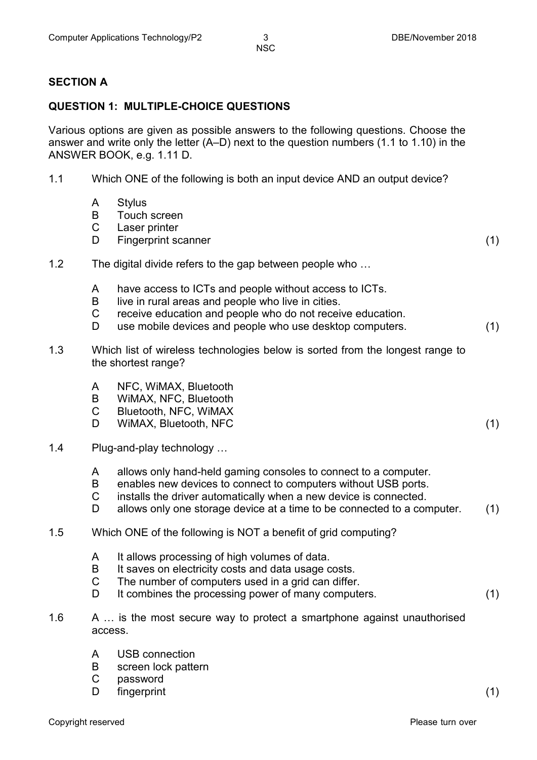## SECTION A

### QUESTION 1: MULTIPLE-CHOICE QUESTIONS

Various options are given as possible answers to the following questions. Choose the answer and write only the letter (A–D) next to the question numbers (1.1 to 1.10) in the ANSWER BOOK, e.g. 1.11 D.

1.1 Which ONE of the following is both an input device AND an output device?

- A Stylus
- B Touch screen
- C Laser printer
- D Fingerprint scanner

(1)

1.2 The digital divide refers to the gap between people who …

- A have access to ICTs and people without access to ICTs.
- B live in rural areas and people who live in cities.
- C receive education and people who do not receive education.
- D use mobile devices and people who use desktop computers.

(1)

1.3 Which list of wireless technologies below is sorted from the longest range to the shortest range?

- A NFC, WiMAX, Bluetooth
- B WiMAX, NFC, Bluetooth
- C Bluetooth, NFC, WiMAX
- D WiMAX, Bluetooth, NFC

(1)

1.4 Plug-and-play technology …

- A allows only hand-held gaming consoles to connect to a computer.
- B enables new devices to connect to computers without USB ports.
- C installs the driver automatically when a new device is connected.
- D allows only one storage device at a time to be connected to a computer.

(1)

1.5 Which ONE of the following is NOT a benefit of grid computing?

- A It allows processing of high volumes of data.
- B It saves on electricity costs and data usage costs.
- C The number of computers used in a grid can differ.
- D It combines the processing power of many computers.

(1)

1.6 A … is the most secure way to protect a smartphone against unauthorised access.

- A USB connection
- B screen lock pattern
- C password
- D fingerprint

(1)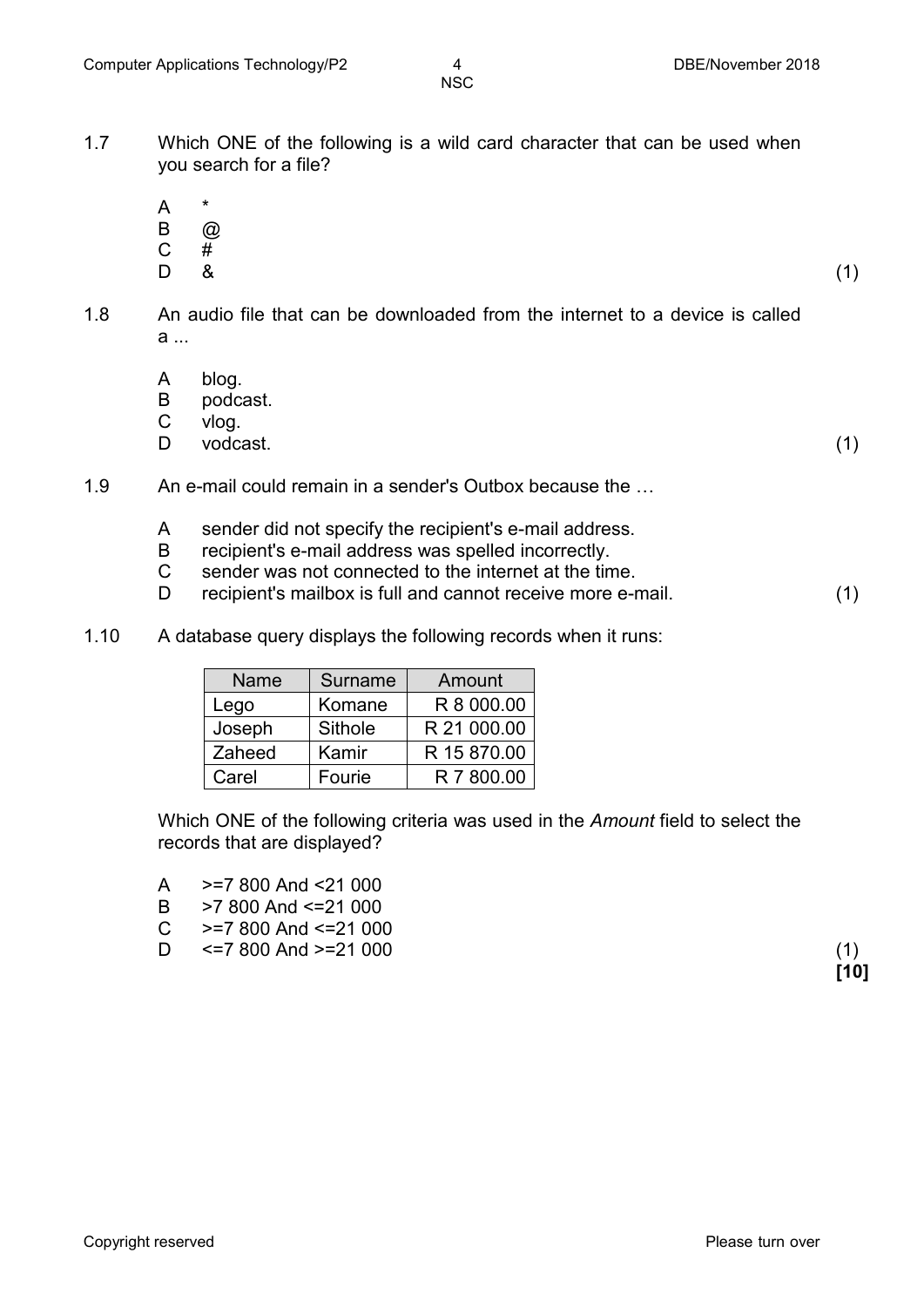1.7 Which ONE of the following is a wild card character that can be used when you search for a file?

A *
B @
C #
D & (1)

1.8 An audio file that can be downloaded from the internet to a device is called a ...

A blog.
B podcast.
C vlog.
D vodcast. (1)

1.9 An e-mail could remain in a sender's Outbox because the …

A sender did not specify the recipient's e-mail address.
B recipient's e-mail address was spelled incorrectly.
C sender was not connected to the internet at the time.
D recipient's mailbox is full and cannot receive more e-mail. (1)

1.10 A database query displays the following records when it runs:

| Name | Surname | Amount |
|---|---|---|
| Lego | Komane | R 8 000.00 |
| Joseph | Sithole | R 21 000.00 |
| Zaheed | Kamir | R 15 870.00 |
| Carel | Fourie | R 7 800.00 |

Which ONE of the following criteria was used in the *Amount* field to select the records that are displayed?

A >=7 800 And <21 000
B >7 800 And <=21 000
C >=7 800 And <=21 000
D <=7 800 And >=21 000 (1)

**[10]**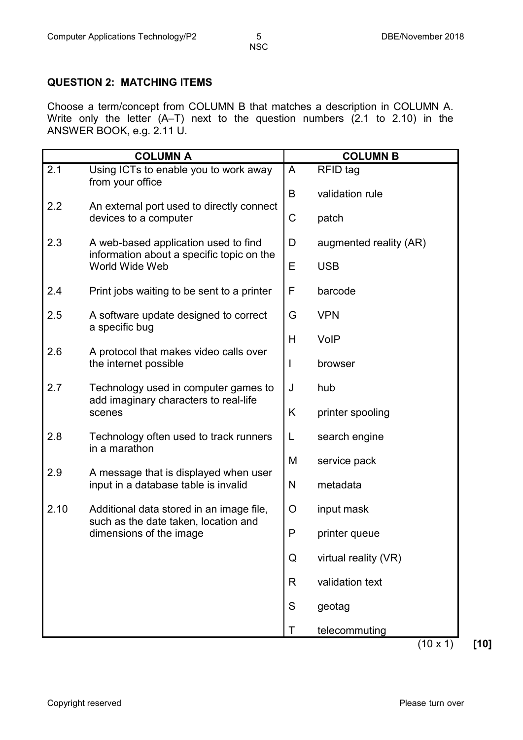## QUESTION 2: MATCHING ITEMS

Choose a term/concept from COLUMN B that matches a description in COLUMN A. Write only the letter (A–T) next to the question numbers (2.1 to 2.10) in the ANSWER BOOK, e.g. 2.11 U.

| | COLUMN A | | COLUMN B |
|---|---|---|---|
| 2.1 | Using ICTs to enable you to work away from your office | A | RFID tag |
| | | B | validation rule |
| 2.2 | An external port used to directly connect devices to a computer | C | patch |
| 2.3 | A web-based application used to find information about a specific topic on the World Wide Web | D | augmented reality (AR) |
| | | E | USB |
| 2.4 | Print jobs waiting to be sent to a printer | F | barcode |
| 2.5 | A software update designed to correct a specific bug | G | VPN |
| | | H | VoIP |
| 2.6 | A protocol that makes video calls over the internet possible | I | browser |
| 2.7 | Technology used in computer games to add imaginary characters to real-life scenes | J | hub |
| | | K | printer spooling |
| 2.8 | Technology often used to track runners in a marathon | L | search engine |
| | | M | service pack |
| 2.9 | A message that is displayed when user input in a database table is invalid | N | metadata |
| 2.10 | Additional data stored in an image file, such as the date taken, location and dimensions of the image | O | input mask |
| | | P | printer queue |
| | | Q | virtual reality (VR) |
| | | R | validation text |
| | | S | geotag |
| | | T | telecommuting |

(10 x 1) **[10]**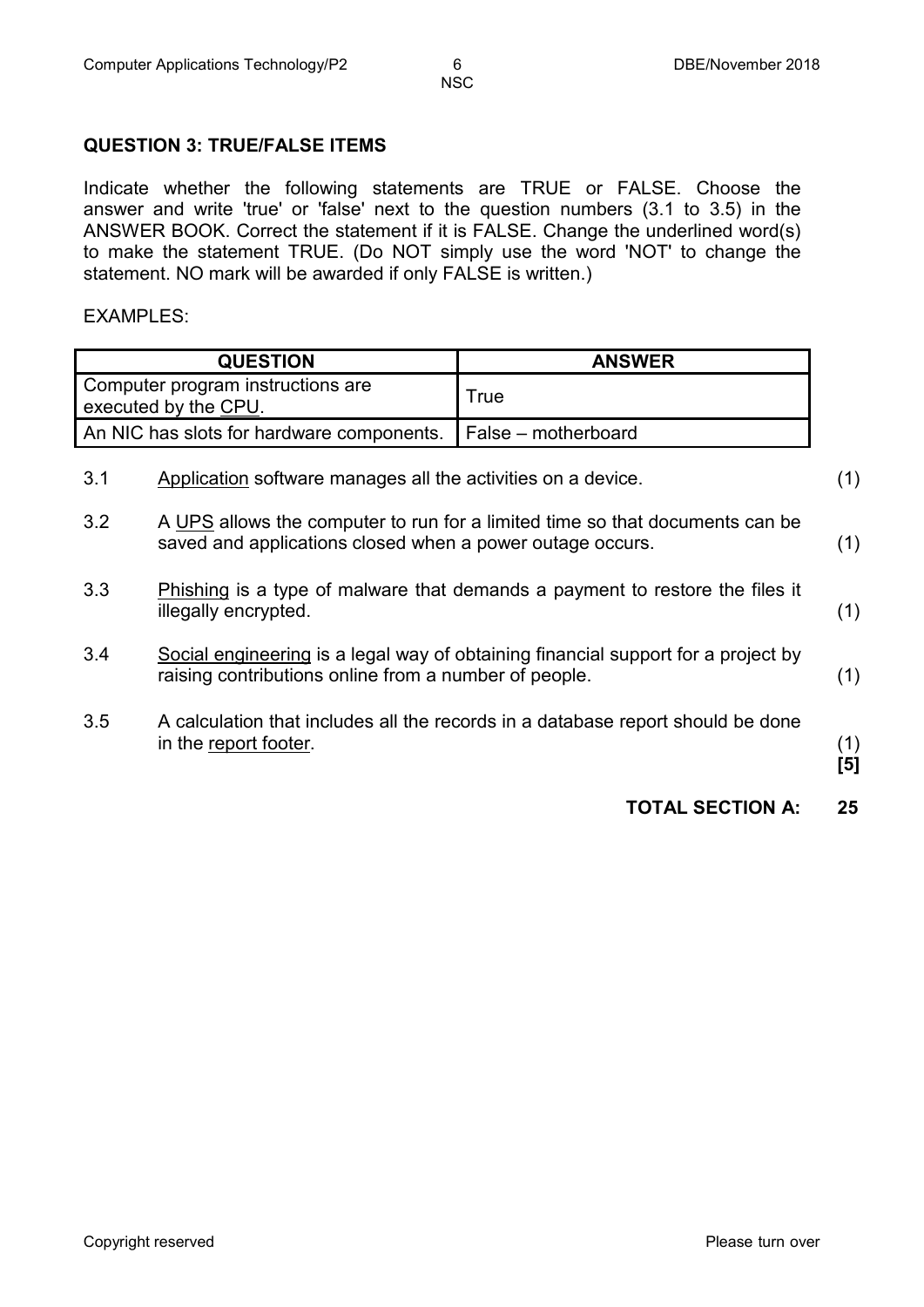**QUESTION 3: TRUE/FALSE ITEMS**

Indicate whether the following statements are TRUE or FALSE. Choose the answer and write 'true' or 'false' next to the question numbers (3.1 to 3.5) in the ANSWER BOOK. Correct the statement if it is FALSE. Change the underlined word(s) to make the statement TRUE. (Do NOT simply use the word 'NOT' to change the statement. NO mark will be awarded if only FALSE is written.)

EXAMPLES:

| QUESTION | ANSWER |
|---|---|
| Computer program instructions are executed by the <u>CPU</u>. | True |
| An NIC has slots for hardware components. | False – motherboard |

3.1 <u>Application</u> software manages all the activities on a device. (1)

3.2 A <u>UPS</u> allows the computer to run for a limited time so that documents can be saved and applications closed when a power outage occurs. (1)

3.3 <u>Phishing</u> is a type of malware that demands a payment to restore the files it illegally encrypted. (1)

3.4 <u>Social engineering</u> is a legal way of obtaining financial support for a project by raising contributions online from a number of people. (1)

3.5 A calculation that includes all the records in a database report should be done in the <u>report footer</u>. (1)
**[5]**

**TOTAL SECTION A: 25**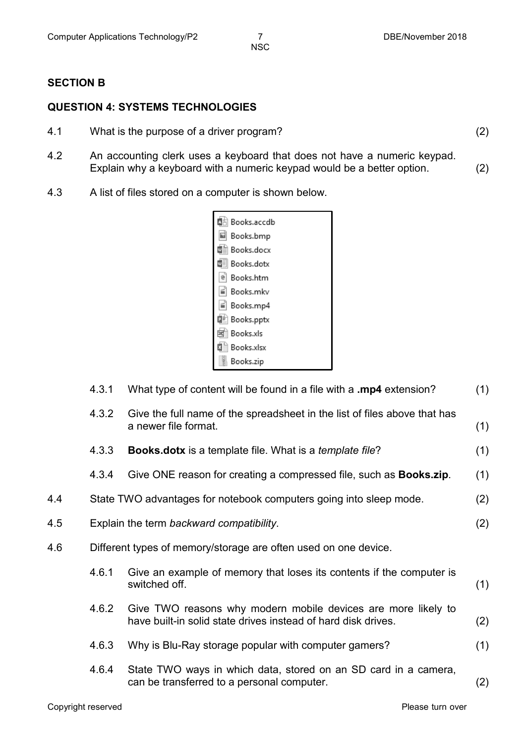## SECTION B

### QUESTION 4: SYSTEMS TECHNOLOGIES

4.1 What is the purpose of a driver program? (2)

4.2 An accounting clerk uses a keyboard that does not have a numeric keypad. Explain why a keyboard with a numeric keypad would be a better option. (2)

4.3 A list of files stored on a computer is shown below.

- Books.accdb
- Books.bmp
- Books.docx
- Books.dotx
- Books.htm
- Books.mkv
- Books.mp4
- Books.pptx
- Books.xls
- Books.xlsx
- Books.zip

4.3.1 What type of content will be found in a file with a **.mp4** extension? (1)

4.3.2 Give the full name of the spreadsheet in the list of files above that has a newer file format. (1)

4.3.3 **Books.dotx** is a template file. What is a *template file*? (1)

4.3.4 Give ONE reason for creating a compressed file, such as **Books.zip**. (1)

4.4 State TWO advantages for notebook computers going into sleep mode. (2)

4.5 Explain the term *backward compatibility*. (2)

4.6 Different types of memory/storage are often used on one device.

4.6.1 Give an example of memory that loses its contents if the computer is switched off. (1)

4.6.2 Give TWO reasons why modern mobile devices are more likely to have built-in solid state drives instead of hard disk drives. (2)

4.6.3 Why is Blu-Ray storage popular with computer gamers? (1)

4.6.4 State TWO ways in which data, stored on an SD card in a camera, can be transferred to a personal computer. (2)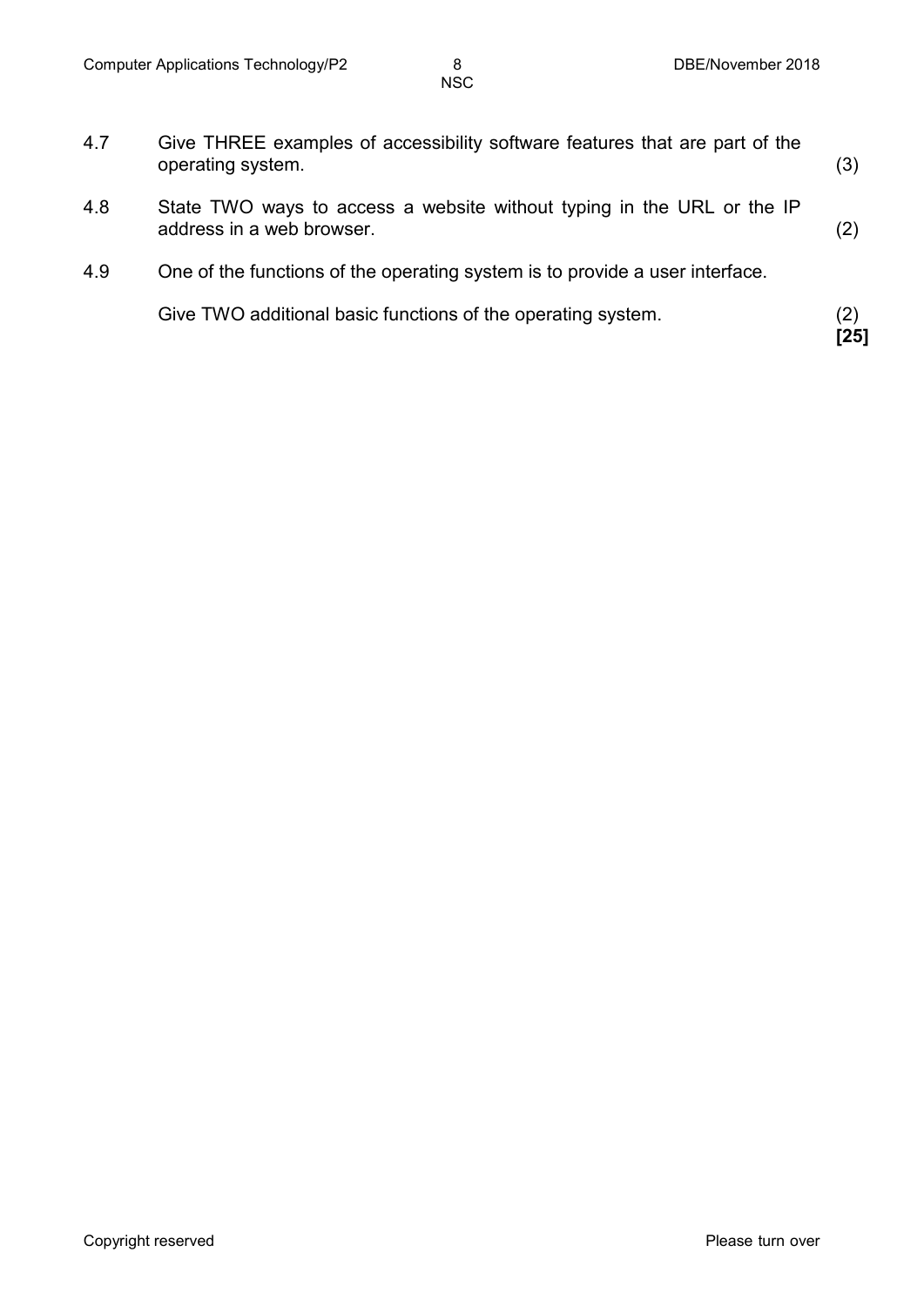4.7 Give THREE examples of accessibility software features that are part of the operating system. (3)

4.8 State TWO ways to access a website without typing in the URL or the IP address in a web browser. (2)

4.9 One of the functions of the operating system is to provide a user interface.

Give TWO additional basic functions of the operating system. (2)
**[25]**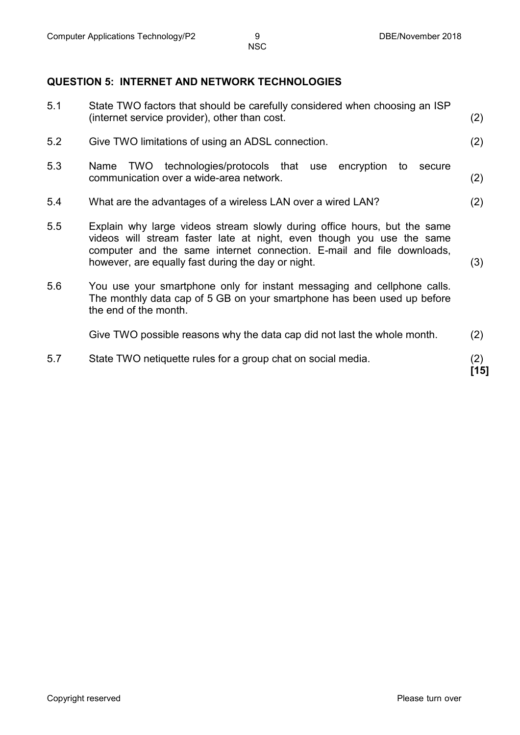## QUESTION 5: INTERNET AND NETWORK TECHNOLOGIES

| | | |
|---|---|---|
| 5.1 | State TWO factors that should be carefully considered when choosing an ISP (internet service provider), other than cost. | (2) |
| 5.2 | Give TWO limitations of using an ADSL connection. | (2) |
| 5.3 | Name TWO technologies/protocols that use encryption to secure communication over a wide-area network. | (2) |
| 5.4 | What are the advantages of a wireless LAN over a wired LAN? | (2) |
| 5.5 | Explain why large videos stream slowly during office hours, but the same videos will stream faster late at night, even though you use the same computer and the same internet connection. E-mail and file downloads, however, are equally fast during the day or night. | (3) |
| 5.6 | You use your smartphone only for instant messaging and cellphone calls. The monthly data cap of 5 GB on your smartphone has been used up before the end of the month.<br><br>Give TWO possible reasons why the data cap did not last the whole month. | (2) |
| 5.7 | State TWO netiquette rules for a group chat on social media. | (2)<br>**[15]** |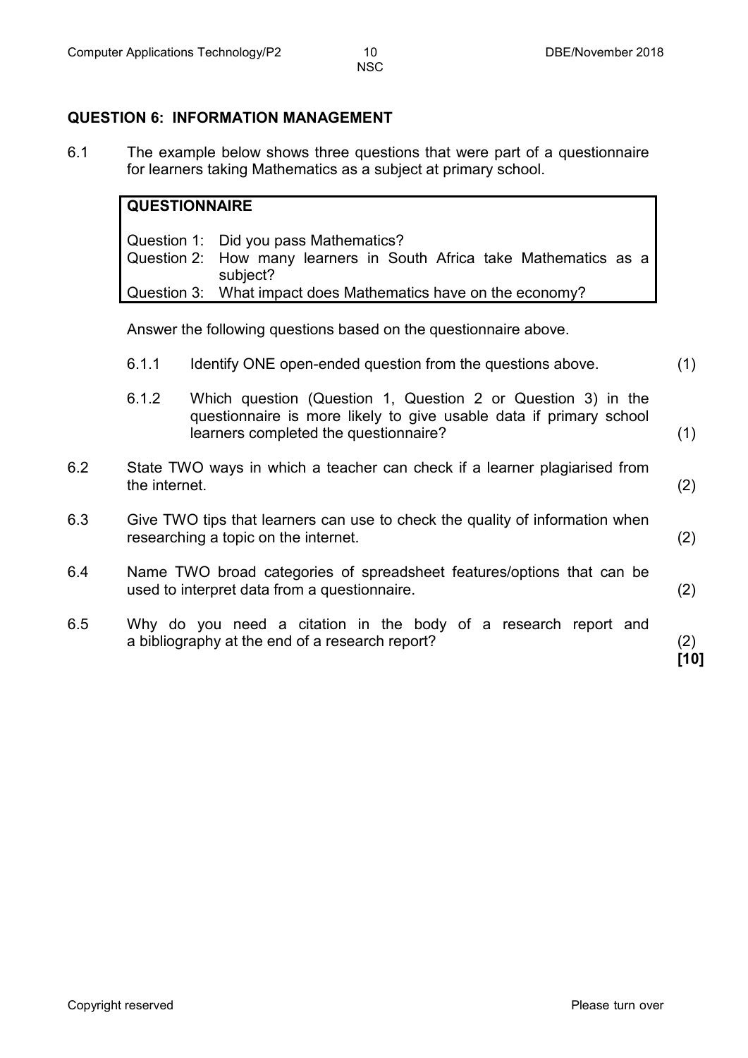## QUESTION 6: INFORMATION MANAGEMENT

6.1 The example below shows three questions that were part of a questionnaire for learners taking Mathematics as a subject at primary school.

| **QUESTIONNAIRE** | |
|---|---|
| Question 1: | Did you pass Mathematics? |
| Question 2: | How many learners in South Africa take Mathematics as a subject? |
| Question 3: | What impact does Mathematics have on the economy? |

Answer the following questions based on the questionnaire above.

6.1.1 Identify ONE open-ended question from the questions above. (1)

6.1.2 Which question (Question 1, Question 2 or Question 3) in the questionnaire is more likely to give usable data if primary school learners completed the questionnaire? (1)

6.2 State TWO ways in which a teacher can check if a learner plagiarised from the internet. (2)

6.3 Give TWO tips that learners can use to check the quality of information when researching a topic on the internet. (2)

6.4 Name TWO broad categories of spreadsheet features/options that can be used to interpret data from a questionnaire. (2)

6.5 Why do you need a citation in the body of a research report and a bibliography at the end of a research report? (2)

**[10]**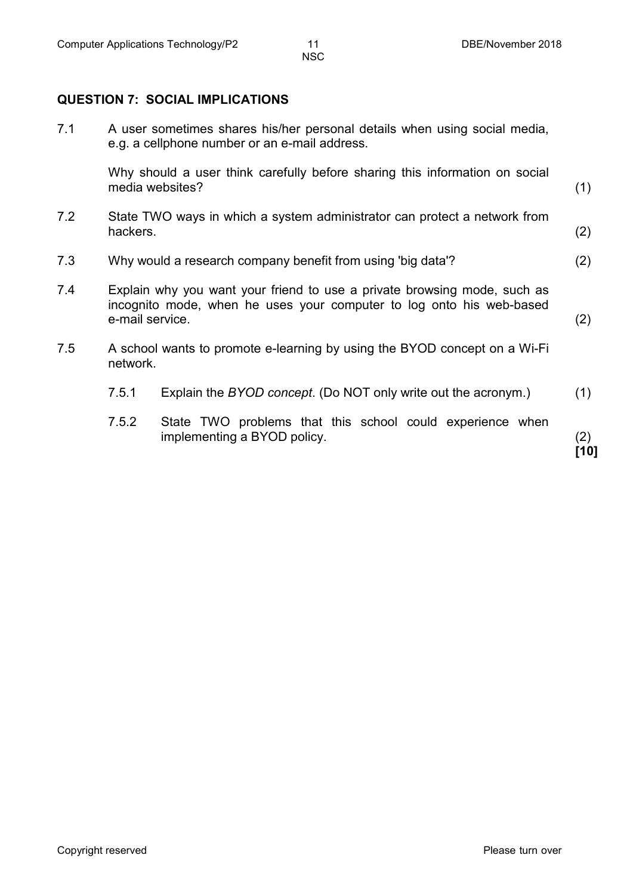## QUESTION 7: SOCIAL IMPLICATIONS

7.1 A user sometimes shares his/her personal details when using social media, e.g. a cellphone number or an e-mail address.

Why should a user think carefully before sharing this information on social media websites? (1)

7.2 State TWO ways in which a system administrator can protect a network from hackers. (2)

7.3 Why would a research company benefit from using 'big data'? (2)

7.4 Explain why you want your friend to use a private browsing mode, such as incognito mode, when he uses your computer to log onto his web-based e-mail service. (2)

7.5 A school wants to promote e-learning by using the BYOD concept on a Wi-Fi network.

7.5.1 Explain the *BYOD concept*. (Do NOT only write out the acronym.) (1)

7.5.2 State TWO problems that this school could experience when implementing a BYOD policy. (2)

**[10]**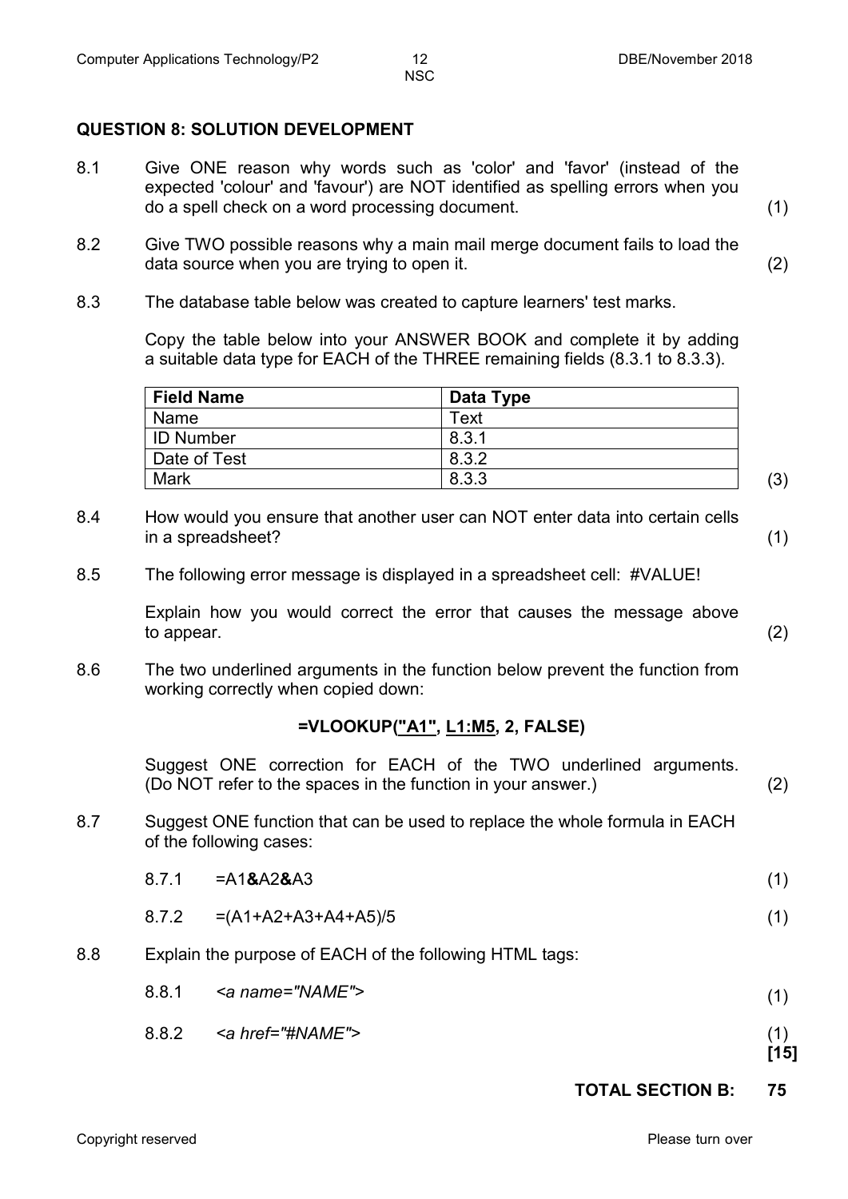## QUESTION 8: SOLUTION DEVELOPMENT

8.1 Give ONE reason why words such as 'color' and 'favor' (instead of the expected 'colour' and 'favour') are NOT identified as spelling errors when you do a spell check on a word processing document. (1)

8.2 Give TWO possible reasons why a main mail merge document fails to load the data source when you are trying to open it. (2)

8.3 The database table below was created to capture learners' test marks.

Copy the table below into your ANSWER BOOK and complete it by adding a suitable data type for EACH of the THREE remaining fields (8.3.1 to 8.3.3).

| **Field Name** | **Data Type** |
|---|---|
| Name | Text |
| ID Number | 8.3.1 |
| Date of Test | 8.3.2 |
| Mark | 8.3.3 |

(3)

8.4 How would you ensure that another user can NOT enter data into certain cells in a spreadsheet? (1)

8.5 The following error message is displayed in a spreadsheet cell: #VALUE!

Explain how you would correct the error that causes the message above to appear. (2)

8.6 The two underlined arguments in the function below prevent the function from working correctly when copied down:

**=VLOOKUP(<u>"A1"</u>, <u>L1:M5</u>, 2, FALSE)**

Suggest ONE correction for EACH of the TWO underlined arguments. (Do NOT refer to the spaces in the function in your answer.) (2)

8.7 Suggest ONE function that can be used to replace the whole formula in EACH of the following cases:

8.7.1 =A1**&**A2**&**A3 (1)

8.7.2 =(A1+A2+A3+A4+A5)/5 (1)

8.8 Explain the purpose of EACH of the following HTML tags:

8.8.1 *<a name="NAME">* (1)

8.8.2 *<a href="#NAME">* (1)

**[15]**

**TOTAL SECTION B: 75**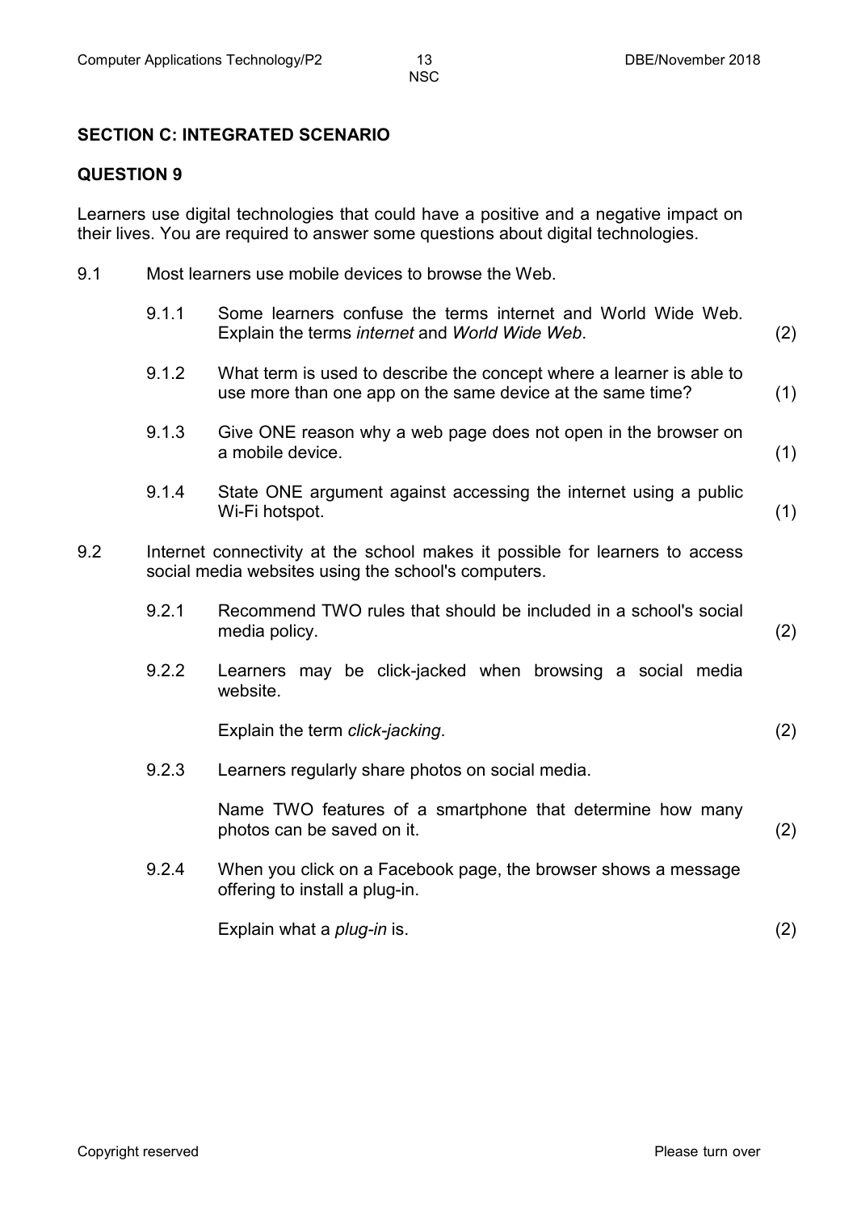## SECTION C: INTEGRATED SCENARIO

### QUESTION 9

Learners use digital technologies that could have a positive and a negative impact on their lives. You are required to answer some questions about digital technologies.

9.1 Most learners use mobile devices to browse the Web.

9.1.1 Some learners confuse the terms internet and World Wide Web. Explain the terms *internet* and *World Wide Web*. (2)

9.1.2 What term is used to describe the concept where a learner is able to use more than one app on the same device at the same time? (1)

9.1.3 Give ONE reason why a web page does not open in the browser on a mobile device. (1)

9.1.4 State ONE argument against accessing the internet using a public Wi-Fi hotspot. (1)

9.2 Internet connectivity at the school makes it possible for learners to access social media websites using the school's computers.

9.2.1 Recommend TWO rules that should be included in a school's social media policy. (2)

9.2.2 Learners may be click-jacked when browsing a social media website.

Explain the term *click-jacking*. (2)

9.2.3 Learners regularly share photos on social media.

Name TWO features of a smartphone that determine how many photos can be saved on it. (2)

9.2.4 When you click on a Facebook page, the browser shows a message offering to install a plug-in.

Explain what a *plug-in* is. (2)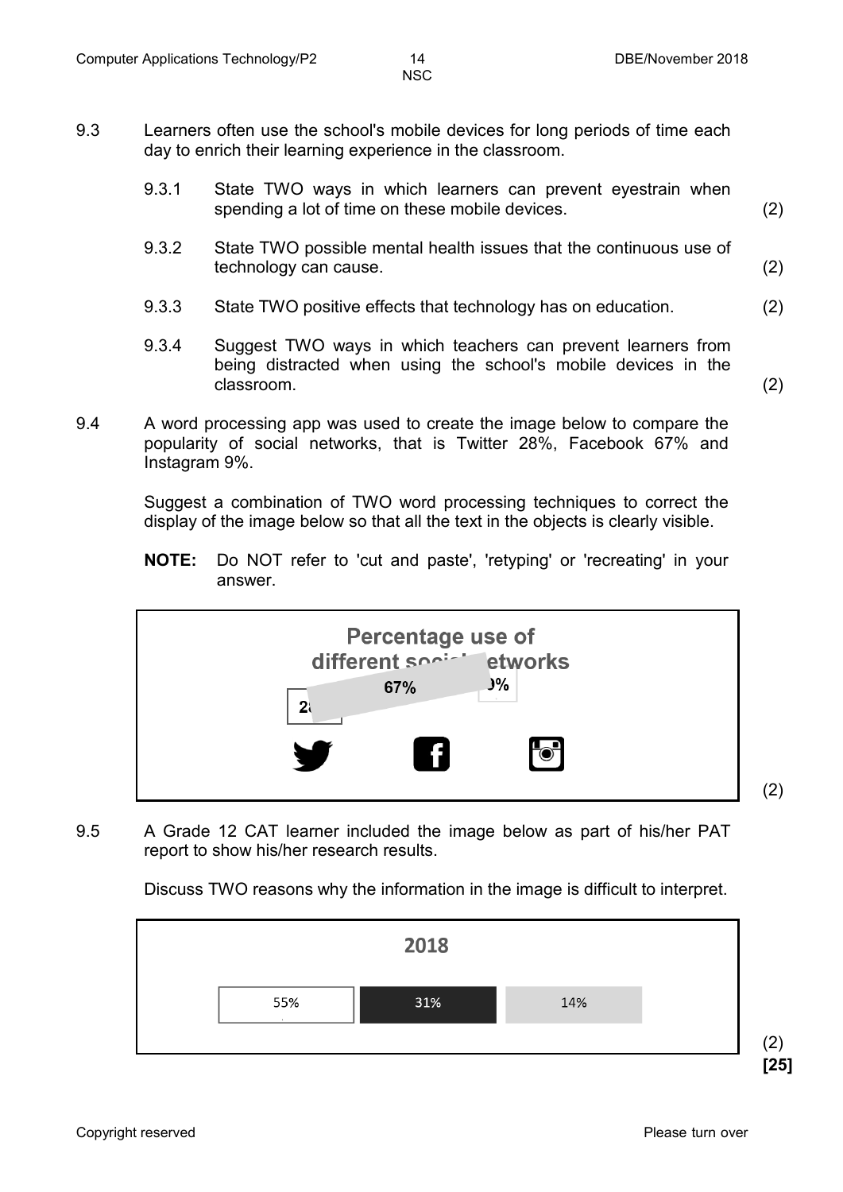9.3 Learners often use the school's mobile devices for long periods of time each day to enrich their learning experience in the classroom.

9.3.1 State TWO ways in which learners can prevent eyestrain when spending a lot of time on these mobile devices. (2)

9.3.2 State TWO possible mental health issues that the continuous use of technology can cause. (2)

9.3.3 State TWO positive effects that technology has on education. (2)

9.3.4 Suggest TWO ways in which teachers can prevent learners from being distracted when using the school's mobile devices in the classroom. (2)

9.4 A word processing app was used to create the image below to compare the popularity of social networks, that is Twitter 28%, Facebook 67% and Instagram 9%.

Suggest a combination of TWO word processing techniques to correct the display of the image below so that all the text in the objects is clearly visible.

**NOTE:** Do NOT refer to 'cut and paste', 'retyping' or 'recreating' in your answer.

Percentage use of different soc… etworks

2… 67% …%

(2)

9.5 A Grade 12 CAT learner included the image below as part of his/her PAT report to show his/her research results.

Discuss TWO reasons why the information in the image is difficult to interpret.

2018

55% 31% 14%

(2)

**[25]**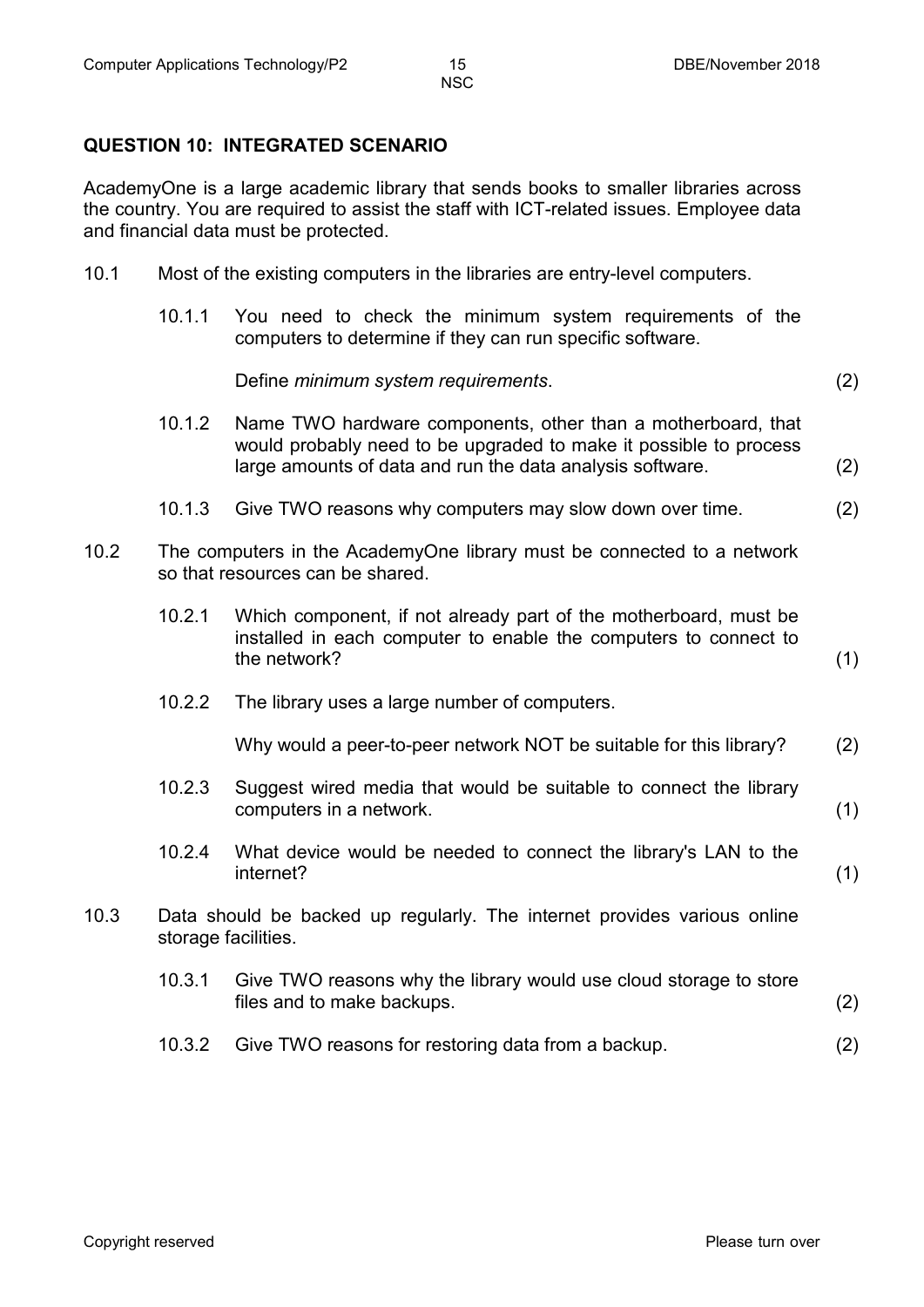## QUESTION 10: INTEGRATED SCENARIO

AcademyOne is a large academic library that sends books to smaller libraries across the country. You are required to assist the staff with ICT-related issues. Employee data and financial data must be protected.

10.1 Most of the existing computers in the libraries are entry-level computers.

10.1.1 You need to check the minimum system requirements of the computers to determine if they can run specific software.

Define *minimum system requirements*. (2)

10.1.2 Name TWO hardware components, other than a motherboard, that would probably need to be upgraded to make it possible to process large amounts of data and run the data analysis software. (2)

10.1.3 Give TWO reasons why computers may slow down over time. (2)

10.2 The computers in the AcademyOne library must be connected to a network so that resources can be shared.

10.2.1 Which component, if not already part of the motherboard, must be installed in each computer to enable the computers to connect to the network? (1)

10.2.2 The library uses a large number of computers.

Why would a peer-to-peer network NOT be suitable for this library? (2)

10.2.3 Suggest wired media that would be suitable to connect the library computers in a network. (1)

10.2.4 What device would be needed to connect the library's LAN to the internet? (1)

10.3 Data should be backed up regularly. The internet provides various online storage facilities.

10.3.1 Give TWO reasons why the library would use cloud storage to store files and to make backups. (2)

10.3.2 Give TWO reasons for restoring data from a backup. (2)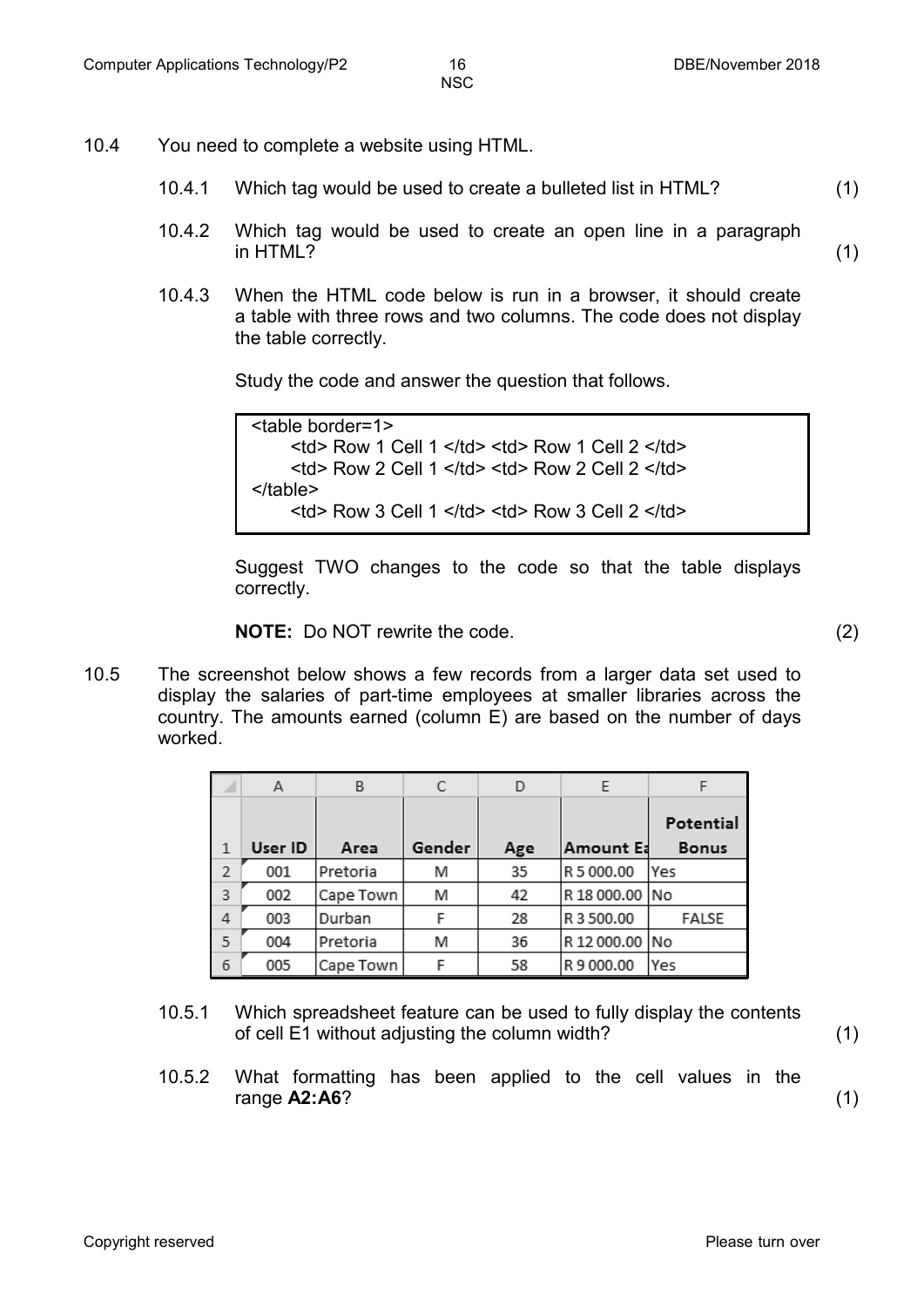10.4 You need to complete a website using HTML.

10.4.1 Which tag would be used to create a bulleted list in HTML? (1)

10.4.2 Which tag would be used to create an open line in a paragraph in HTML? (1)

10.4.3 When the HTML code below is run in a browser, it should create a table with three rows and two columns. The code does not display the table correctly.

Study the code and answer the question that follows.

```
<table border=1>
    <td> Row 1 Cell 1 </td> <td> Row 1 Cell 2 </td>
    <td> Row 2 Cell 1 </td> <td> Row 2 Cell 2 </td>
</table>
    <td> Row 3 Cell 1 </td> <td> Row 3 Cell 2 </td>
```

Suggest TWO changes to the code so that the table displays correctly.

**NOTE:** Do NOT rewrite the code. (2)

10.5 The screenshot below shows a few records from a larger data set used to display the salaries of part-time employees at smaller libraries across the country. The amounts earned (column E) are based on the number of days worked.

| | A | B | C | D | E | F |
|---|---|---|---|---|---|---|
| 1 | **User ID** | **Area** | **Gender** | **Age** | **Amount Ea** | **Potential Bonus** |
| 2 | 001 | Pretoria | M | 35 | R 5 000.00 | Yes |
| 3 | 002 | Cape Town | M | 42 | R 18 000.00 | No |
| 4 | 003 | Durban | F | 28 | R 3 500.00 | FALSE |
| 5 | 004 | Pretoria | M | 36 | R 12 000.00 | No |
| 6 | 005 | Cape Town | F | 58 | R 9 000.00 | Yes |

10.5.1 Which spreadsheet feature can be used to fully display the contents of cell E1 without adjusting the column width? (1)

10.5.2 What formatting has been applied to the cell values in the range **A2:A6**? (1)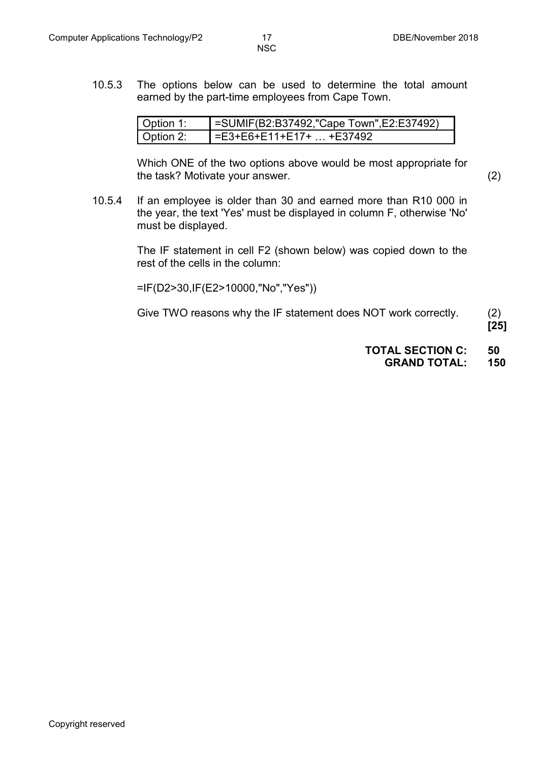10.5.3 The options below can be used to determine the total amount earned by the part-time employees from Cape Town.

| | |
|---|---|
| Option 1: | =SUMIF(B2:B37492,"Cape Town",E2:E37492) |
| Option 2: | =E3+E6+E11+E17+ … +E37492 |

Which ONE of the two options above would be most appropriate for the task? Motivate your answer. (2)

10.5.4 If an employee is older than 30 and earned more than R10 000 in the year, the text 'Yes' must be displayed in column F, otherwise 'No' must be displayed.

The IF statement in cell F2 (shown below) was copied down to the rest of the cells in the column:

=IF(D2>30,IF(E2>10000,"No","Yes"))

Give TWO reasons why the IF statement does NOT work correctly. (2)
**[25]**

**TOTAL SECTION C: 50**
**GRAND TOTAL: 150**